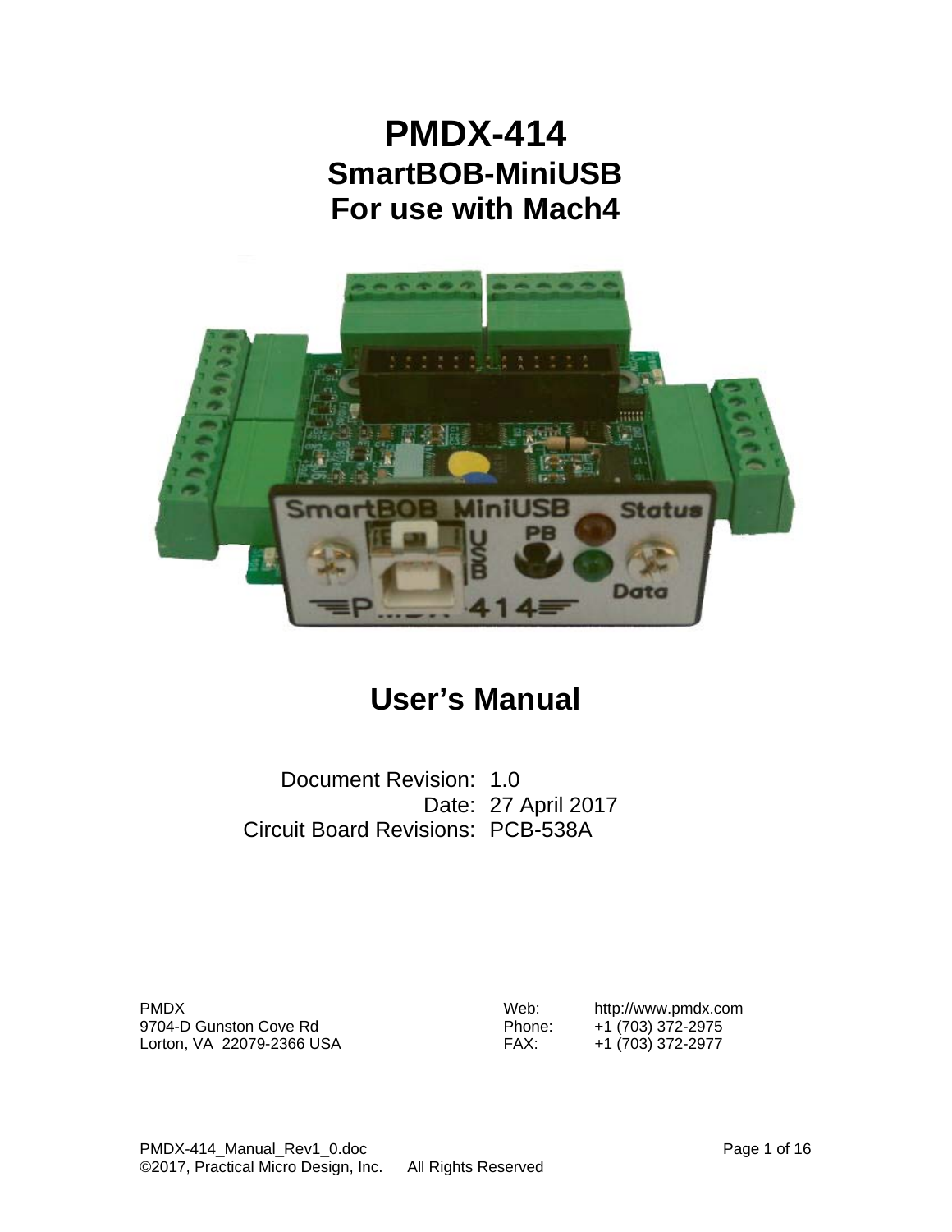# PMDX-414

## SmartBOB-MiniUSB

## For use with Mach4

# User's Manual

| | |
|---|---|
| Document Revision: | 1.0 |
| Date: | 27 April 2017 |
| Circuit Board Revisions: | PCB-538A |

PMDX
9704-D Gunston Cove Rd
Lorton, VA 22079-2366 USA

Web: http://www.pmdx.com
Phone: +1 (703) 372-2975
FAX: +1 (703) 372-2977

PMDX-414_Manual_Rev1_0.doc
©2017, Practical Micro Design, Inc. All Rights Reserved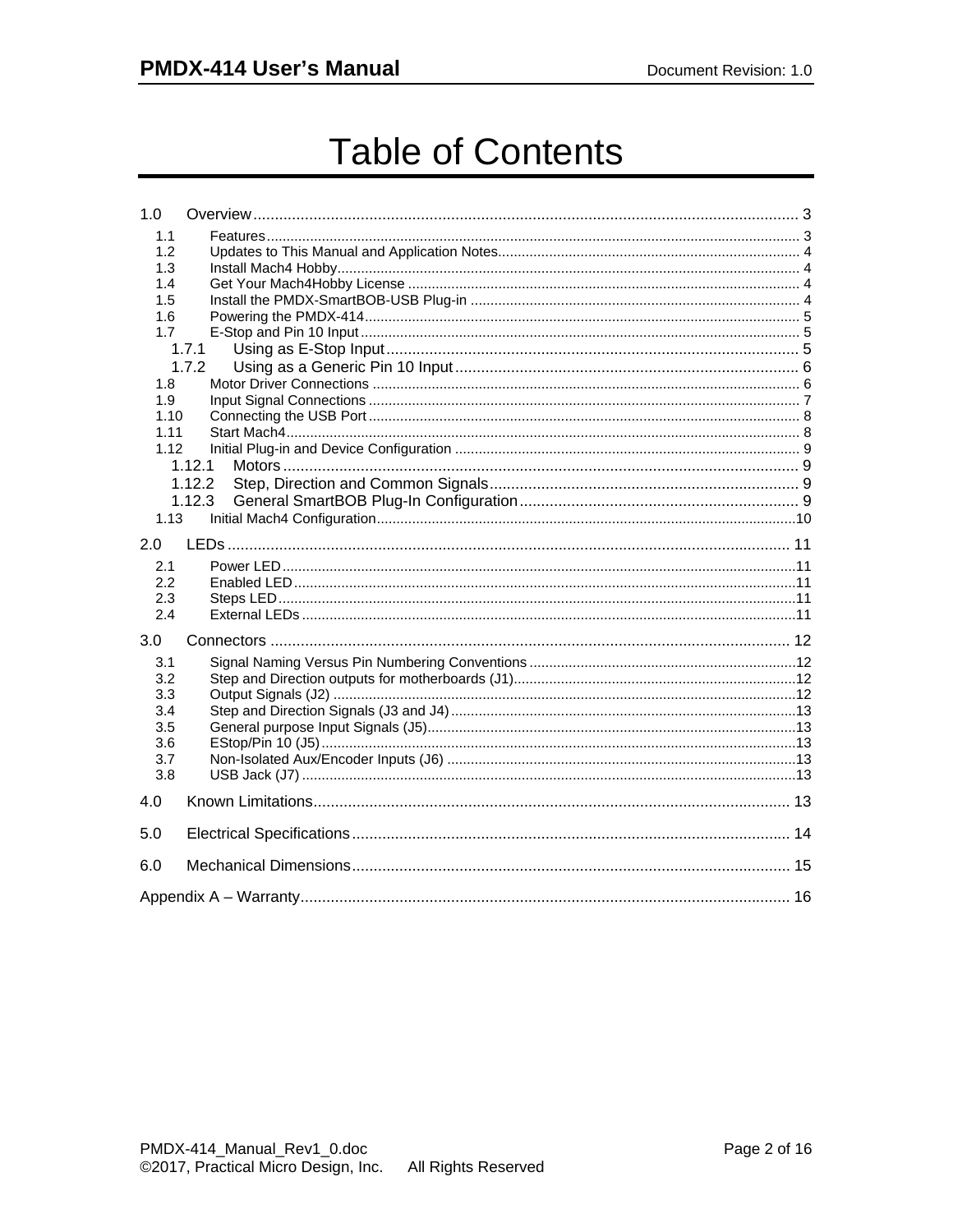# Table of Contents

1.0 Overview ..... 3
- 1.1 Features ..... 3
- 1.2 Updates to This Manual and Application Notes ..... 4
- 1.3 Install Mach4 Hobby ..... 4
- 1.4 Get Your Mach4Hobby License ..... 4
- 1.5 Install the PMDX-SmartBOB-USB Plug-in ..... 4
- 1.6 Powering the PMDX-414 ..... 5
- 1.7 E-Stop and Pin 10 Input ..... 5
  - 1.7.1 Using as E-Stop Input ..... 5
  - 1.7.2 Using as a Generic Pin 10 Input ..... 6
- 1.8 Motor Driver Connections ..... 6
- 1.9 Input Signal Connections ..... 7
- 1.10 Connecting the USB Port ..... 8
- 1.11 Start Mach4 ..... 8
- 1.12 Initial Plug-in and Device Configuration ..... 9
  - 1.12.1 Motors ..... 9
  - 1.12.2 Step, Direction and Common Signals ..... 9
  - 1.12.3 General SmartBOB Plug-In Configuration ..... 9
- 1.13 Initial Mach4 Configuration ..... 10

2.0 LEDs ..... 11
- 2.1 Power LED ..... 11
- 2.2 Enabled LED ..... 11
- 2.3 Steps LED ..... 11
- 2.4 External LEDs ..... 11

3.0 Connectors ..... 12
- 3.1 Signal Naming Versus Pin Numbering Conventions ..... 12
- 3.2 Step and Direction outputs for motherboards (J1) ..... 12
- 3.3 Output Signals (J2) ..... 12
- 3.4 Step and Direction Signals (J3 and J4) ..... 13
- 3.5 General purpose Input Signals (J5) ..... 13
- 3.6 EStop/Pin 10 (J5) ..... 13
- 3.7 Non-Isolated Aux/Encoder Inputs (J6) ..... 13
- 3.8 USB Jack (J7) ..... 13

4.0 Known Limitations ..... 13

5.0 Electrical Specifications ..... 14

6.0 Mechanical Dimensions ..... 15

Appendix A – Warranty ..... 16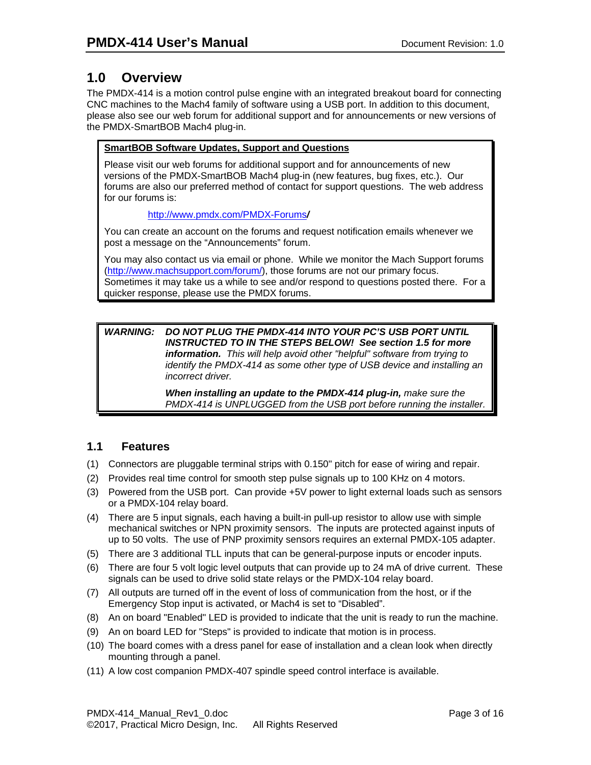## 1.0 Overview

The PMDX-414 is a motion control pulse engine with an integrated breakout board for connecting CNC machines to the Mach4 family of software using a USB port. In addition to this document, please also see our web forum for additional support and for announcements or new versions of the PMDX-SmartBOB Mach4 plug-in.

**SmartBOB Software Updates, Support and Questions**

Please visit our web forums for additional support and for announcements of new versions of the PMDX-SmartBOB Mach4 plug-in (new features, bug fixes, etc.). Our forums are also our preferred method of contact for support questions. The web address for our forums is:

http://www.pmdx.com/PMDX-Forums/

You can create an account on the forums and request notification emails whenever we post a message on the "Announcements" forum.

You may also contact us via email or phone. While we monitor the Mach Support forums (http://www.machsupport.com/forum/), those forums are not our primary focus. Sometimes it may take us a while to see and/or respond to questions posted there. For a quicker response, please use the PMDX forums.

***WARNING:*** ***DO NOT PLUG THE PMDX-414 INTO YOUR PC'S USB PORT UNTIL INSTRUCTED TO IN THE STEPS BELOW! See section 1.5 for more information.*** *This will help avoid other "helpful" software from trying to identify the PMDX-414 as some other type of USB device and installing an incorrect driver.*

***When installing an update to the PMDX-414 plug-in,*** *make sure the PMDX-414 is UNPLUGGED from the USB port before running the installer.*

### 1.1 Features

(1) Connectors are pluggable terminal strips with 0.150" pitch for ease of wiring and repair.

(2) Provides real time control for smooth step pulse signals up to 100 KHz on 4 motors.

(3) Powered from the USB port. Can provide +5V power to light external loads such as sensors or a PMDX-104 relay board.

(4) There are 5 input signals, each having a built-in pull-up resistor to allow use with simple mechanical switches or NPN proximity sensors. The inputs are protected against inputs of up to 50 volts. The use of PNP proximity sensors requires an external PMDX-105 adapter.

(5) There are 3 additional TLL inputs that can be general-purpose inputs or encoder inputs.

(6) There are four 5 volt logic level outputs that can provide up to 24 mA of drive current. These signals can be used to drive solid state relays or the PMDX-104 relay board.

(7) All outputs are turned off in the event of loss of communication from the host, or if the Emergency Stop input is activated, or Mach4 is set to "Disabled".

(8) An on board "Enabled" LED is provided to indicate that the unit is ready to run the machine.

(9) An on board LED for "Steps" is provided to indicate that motion is in process.

(10) The board comes with a dress panel for ease of installation and a clean look when directly mounting through a panel.

(11) A low cost companion PMDX-407 spindle speed control interface is available.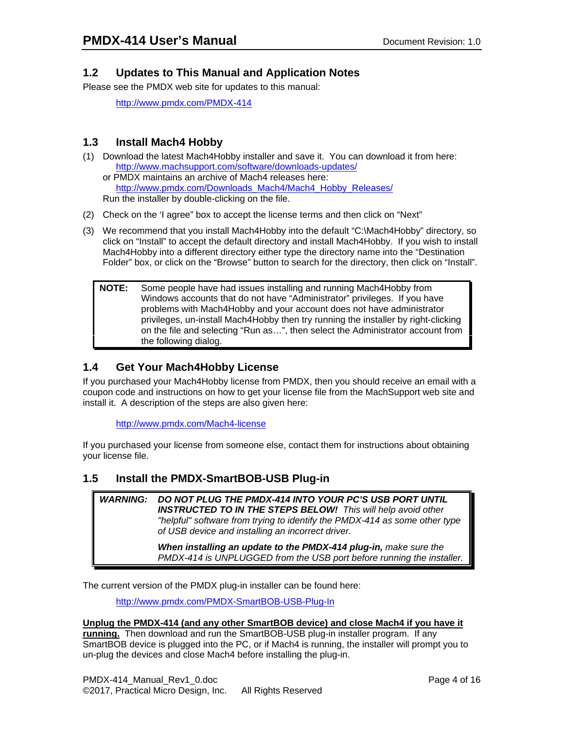## 1.2 Updates to This Manual and Application Notes

Please see the PMDX web site for updates to this manual:

http://www.pmdx.com/PMDX-414

## 1.3 Install Mach4 Hobby

(1) Download the latest Mach4Hobby installer and save it. You can download it from here:
http://www.machsupport.com/software/downloads-updates/
or PMDX maintains an archive of Mach4 releases here:
http://www.pmdx.com/Downloads_Mach4/Mach4_Hobby_Releases/
Run the installer by double-clicking on the file.

(2) Check on the 'I agree" box to accept the license terms and then click on "Next"

(3) We recommend that you install Mach4Hobby into the default "C:\Mach4Hobby" directory, so click on "Install" to accept the default directory and install Mach4Hobby. If you wish to install Mach4Hobby into a different directory either type the directory name into the "Destination Folder" box, or click on the "Browse" button to search for the directory, then click on "Install".

> **NOTE:** Some people have had issues installing and running Mach4Hobby from Windows accounts that do not have "Administrator" privileges. If you have problems with Mach4Hobby and your account does not have administrator privileges, un-install Mach4Hobby then try running the installer by right-clicking on the file and selecting "Run as…", then select the Administrator account from the following dialog.

## 1.4 Get Your Mach4Hobby License

If you purchased your Mach4Hobby license from PMDX, then you should receive an email with a coupon code and instructions on how to get your license file from the MachSupport web site and install it. A description of the steps are also given here:

http://www.pmdx.com/Mach4-license

If you purchased your license from someone else, contact them for instructions about obtaining your license file.

## 1.5 Install the PMDX-SmartBOB-USB Plug-in

> ***WARNING:*** ***DO NOT PLUG THE PMDX-414 INTO YOUR PC'S USB PORT UNTIL INSTRUCTED TO IN THE STEPS BELOW!*** *This will help avoid other "helpful" software from trying to identify the PMDX-414 as some other type of USB device and installing an incorrect driver.*
>
> ***When installing an update to the PMDX-414 plug-in,*** *make sure the PMDX-414 is UNPLUGGED from the USB port before running the installer.*

The current version of the PMDX plug-in installer can be found here:

http://www.pmdx.com/PMDX-SmartBOB-USB-Plug-In

**Unplug the PMDX-414 (and any other SmartBOB device) and close Mach4 if you have it running.** Then download and run the SmartBOB-USB plug-in installer program. If any SmartBOB device is plugged into the PC, or if Mach4 is running, the installer will prompt you to un-plug the devices and close Mach4 before installing the plug-in.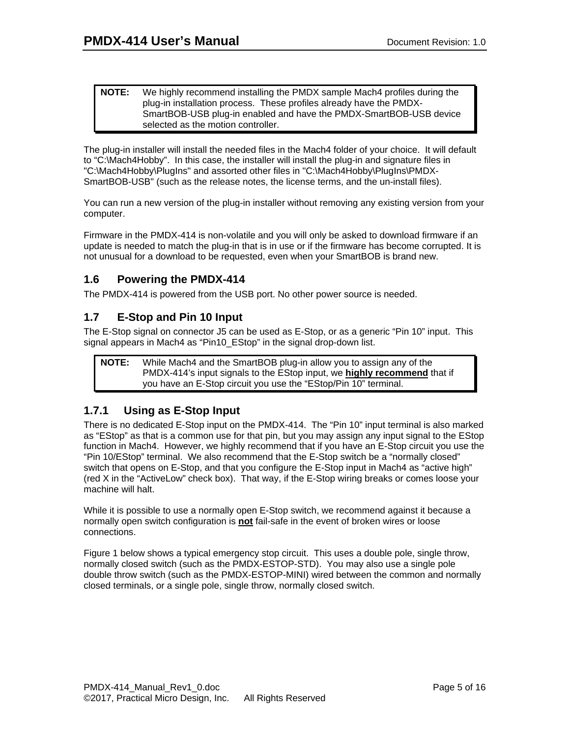> **NOTE:** We highly recommend installing the PMDX sample Mach4 profiles during the plug-in installation process. These profiles already have the PMDX-SmartBOB-USB plug-in enabled and have the PMDX-SmartBOB-USB device selected as the motion controller.

The plug-in installer will install the needed files in the Mach4 folder of your choice. It will default to "C:\Mach4Hobby". In this case, the installer will install the plug-in and signature files in "C:\Mach4Hobby\PlugIns" and assorted other files in "C:\Mach4Hobby\PlugIns\PMDX-SmartBOB-USB" (such as the release notes, the license terms, and the un-install files).

You can run a new version of the plug-in installer without removing any existing version from your computer.

Firmware in the PMDX-414 is non-volatile and you will only be asked to download firmware if an update is needed to match the plug-in that is in use or if the firmware has become corrupted. It is not unusual for a download to be requested, even when your SmartBOB is brand new.

## 1.6 Powering the PMDX-414

The PMDX-414 is powered from the USB port. No other power source is needed.

## 1.7 E-Stop and Pin 10 Input

The E-Stop signal on connector J5 can be used as E-Stop, or as a generic "Pin 10" input. This signal appears in Mach4 as "Pin10_EStop" in the signal drop-down list.

> **NOTE:** While Mach4 and the SmartBOB plug-in allow you to assign any of the PMDX-414's input signals to the EStop input, we <u>**highly recommend**</u> that if you have an E-Stop circuit you use the "EStop/Pin 10" terminal.

### 1.7.1 Using as E-Stop Input

There is no dedicated E-Stop input on the PMDX-414. The "Pin 10" input terminal is also marked as "EStop" as that is a common use for that pin, but you may assign any input signal to the EStop function in Mach4. However, we highly recommend that if you have an E-Stop circuit you use the "Pin 10/EStop" terminal. We also recommend that the E-Stop switch be a "normally closed" switch that opens on E-Stop, and that you configure the E-Stop input in Mach4 as "active high" (red X in the "ActiveLow" check box). That way, if the E-Stop wiring breaks or comes loose your machine will halt.

While it is possible to use a normally open E-Stop switch, we recommend against it because a normally open switch configuration is <u>**not**</u> fail-safe in the event of broken wires or loose connections.

Figure 1 below shows a typical emergency stop circuit. This uses a double pole, single throw, normally closed switch (such as the PMDX-ESTOP-STD). You may also use a single pole double throw switch (such as the PMDX-ESTOP-MINI) wired between the common and normally closed terminals, or a single pole, single throw, normally closed switch.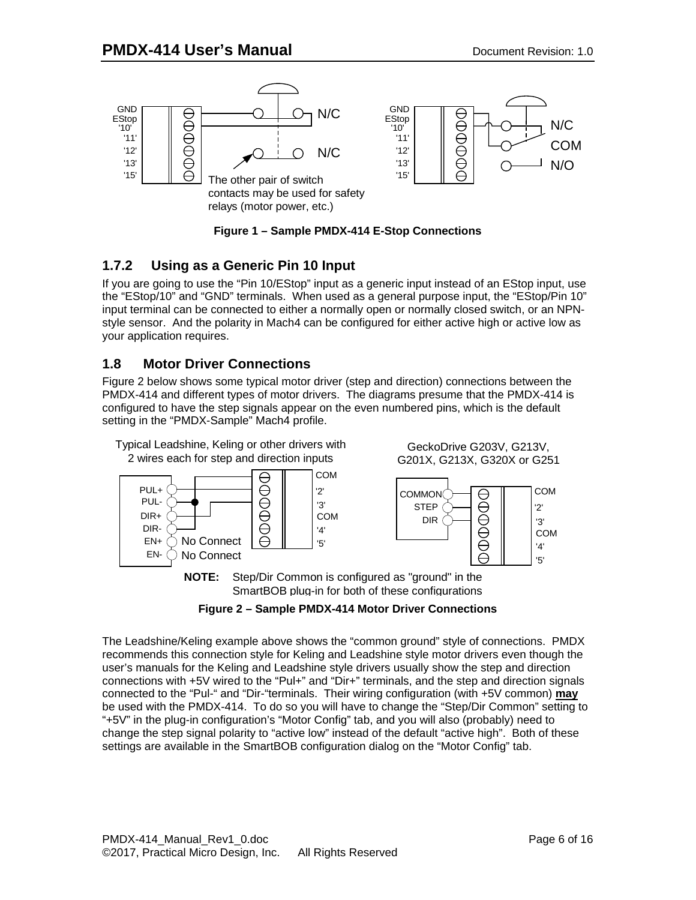GND
EStop
'10'
'11'
'12'
'13'
'15'

N/C

N/C

The other pair of switch contacts may be used for safety relays (motor power, etc.)

GND
EStop
'10'
'11'
'12'
'13'
'15'

N/C
COM
N/O

**Figure 1 – Sample PMDX-414 E-Stop Connections**

### 1.7.2 Using as a Generic Pin 10 Input

If you are going to use the "Pin 10/EStop" input as a generic input instead of an EStop input, use the "EStop/10" and "GND" terminals. When used as a general purpose input, the "EStop/Pin 10" input terminal can be connected to either a normally open or normally closed switch, or an NPN-style sensor. And the polarity in Mach4 can be configured for either active high or active low as your application requires.

## 1.8 Motor Driver Connections

Figure 2 below shows some typical motor driver (step and direction) connections between the PMDX-414 and different types of motor drivers. The diagrams presume that the PMDX-414 is configured to have the step signals appear on the even numbered pins, which is the default setting in the "PMDX-Sample" Mach4 profile.

Typical Leadshine, Keling or other drivers with 2 wires each for step and direction inputs

PUL+
PUL-
DIR+
DIR-
EN+ No Connect
EN- No Connect

COM
'2'
'3'
COM
'4'
'5'

GeckoDrive G203V, G213V, G201X, G213X, G320X or G251

COMMON
STEP
DIR

COM
'2'
'3'
COM
'4'
'5'

**NOTE:** Step/Dir Common is configured as "ground" in the SmartBOB plug-in for both of these configurations

**Figure 2 – Sample PMDX-414 Motor Driver Connections**

The Leadshine/Keling example above shows the "common ground" style of connections. PMDX recommends this connection style for Keling and Leadshine style motor drivers even though the user's manuals for the Keling and Leadshine style drivers usually show the step and direction connections with +5V wired to the "Pul+" and "Dir+" terminals, and the step and direction signals connected to the "Pul-" and "Dir-"terminals. Their wiring configuration (with +5V common) **may** be used with the PMDX-414. To do so you will have to change the "Step/Dir Common" setting to "+5V" in the plug-in configuration's "Motor Config" tab, and you will also (probably) need to change the step signal polarity to "active low" instead of the default "active high". Both of these settings are available in the SmartBOB configuration dialog on the "Motor Config" tab.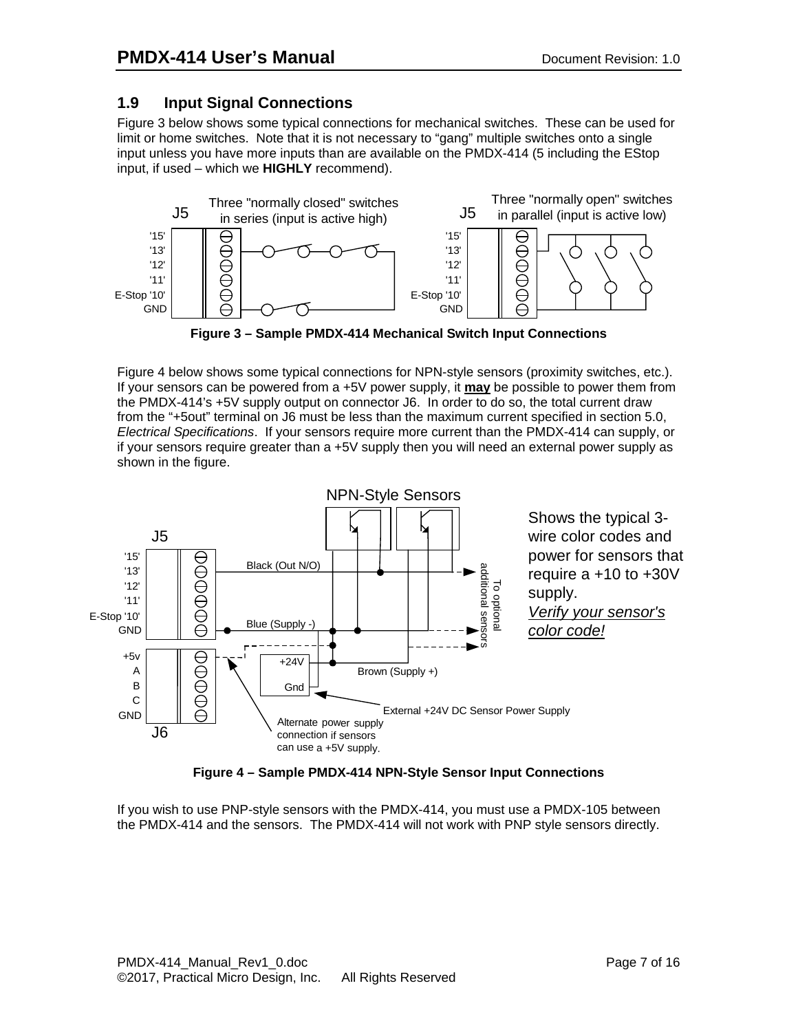## 1.9 Input Signal Connections

Figure 3 below shows some typical connections for mechanical switches. These can be used for limit or home switches. Note that it is not necessary to "gang" multiple switches onto a single input unless you have more inputs than are available on the PMDX-414 (5 including the EStop input, if used – which we **HIGHLY** recommend).

J5

Three "normally closed" switches in series (input is active high)

'15'
'13'
'12'
'11'
E-Stop '10'
GND

J5

Three "normally open" switches in parallel (input is active low)

'15'
'13'
'12'
'11'
E-Stop '10'
GND

**Figure 3 – Sample PMDX-414 Mechanical Switch Input Connections**

Figure 4 below shows some typical connections for NPN-style sensors (proximity switches, etc.). If your sensors can be powered from a +5V power supply, it **may** be possible to power them from the PMDX-414's +5V supply output on connector J6. In order to do so, the total current draw from the "+5out" terminal on J6 must be less than the maximum current specified in section 5.0, *Electrical Specifications*. If your sensors require more current than the PMDX-414 can supply, or if your sensors require greater than a +5V supply then you will need an external power supply as shown in the figure.

NPN-Style Sensors

Shows the typical 3-wire color codes and power for sensors that require a +10 to +30V supply.
*Verify your sensor's color code!*

J5
'15'
'13'
'12'
'11'
E-Stop '10'
GND

Black (Out N/O)
Blue (Supply -)
To optional additional sensors

+5v
A
B
C
GND
J6

+24V
Gnd
Brown (Supply +)
External +24V DC Sensor Power Supply
Alternate power supply connection if sensors can use a +5V supply.

**Figure 4 – Sample PMDX-414 NPN-Style Sensor Input Connections**

If you wish to use PNP-style sensors with the PMDX-414, you must use a PMDX-105 between the PMDX-414 and the sensors. The PMDX-414 will not work with PNP style sensors directly.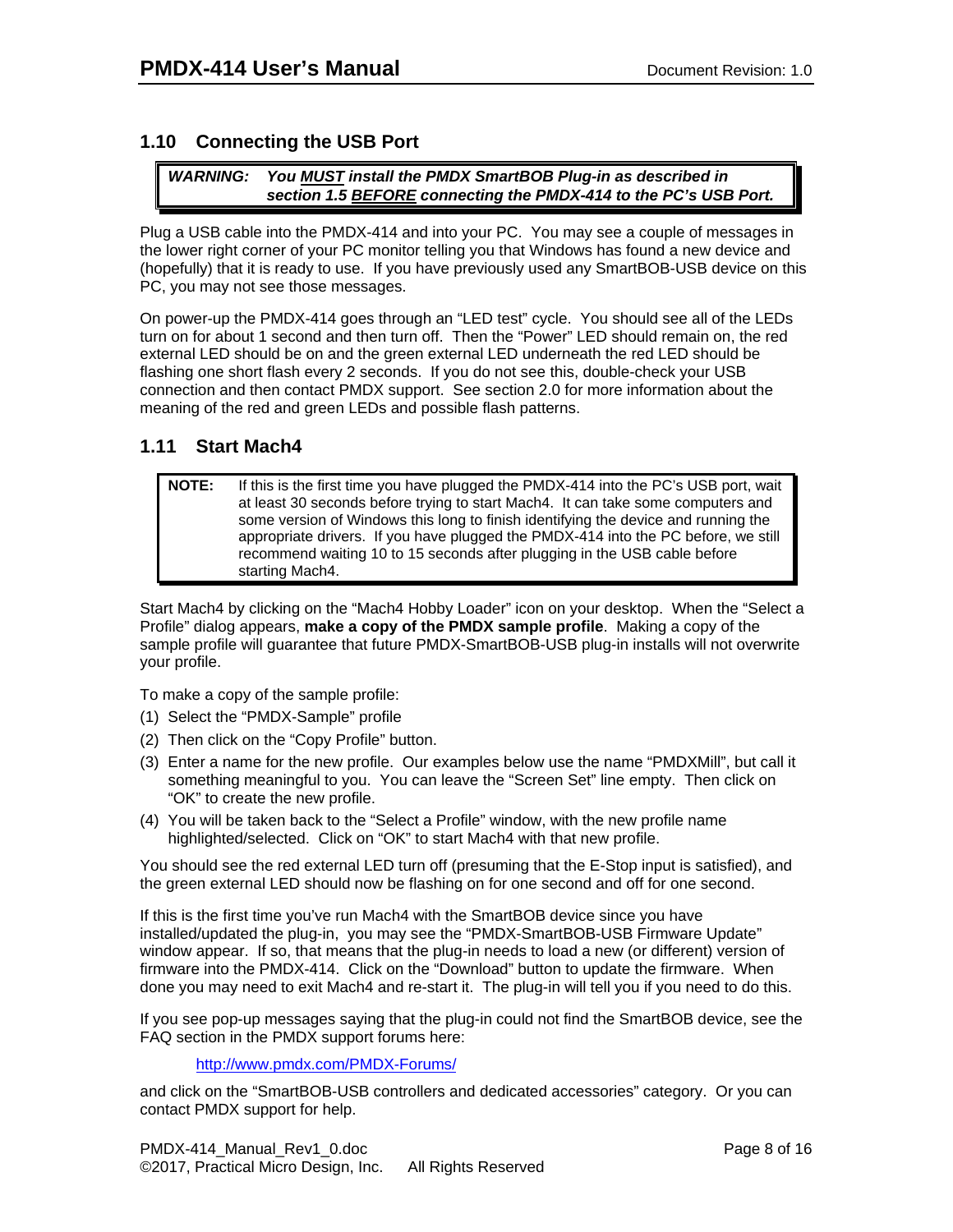## 1.10 Connecting the USB Port

> ***WARNING:*** ***You <u>MUST</u> install the PMDX SmartBOB Plug-in as described in section 1.5 <u>BEFORE</u> connecting the PMDX-414 to the PC's USB Port.***

Plug a USB cable into the PMDX-414 and into your PC. You may see a couple of messages in the lower right corner of your PC monitor telling you that Windows has found a new device and (hopefully) that it is ready to use. If you have previously used any SmartBOB-USB device on this PC, you may not see those messages.

On power-up the PMDX-414 goes through an "LED test" cycle. You should see all of the LEDs turn on for about 1 second and then turn off. Then the "Power" LED should remain on, the red external LED should be on and the green external LED underneath the red LED should be flashing one short flash every 2 seconds. If you do not see this, double-check your USB connection and then contact PMDX support. See section 2.0 for more information about the meaning of the red and green LEDs and possible flash patterns.

## 1.11 Start Mach4

> **NOTE:** If this is the first time you have plugged the PMDX-414 into the PC's USB port, wait at least 30 seconds before trying to start Mach4. It can take some computers and some version of Windows this long to finish identifying the device and running the appropriate drivers. If you have plugged the PMDX-414 into the PC before, we still recommend waiting 10 to 15 seconds after plugging in the USB cable before starting Mach4.

Start Mach4 by clicking on the "Mach4 Hobby Loader" icon on your desktop. When the "Select a Profile" dialog appears, **make a copy of the PMDX sample profile**. Making a copy of the sample profile will guarantee that future PMDX-SmartBOB-USB plug-in installs will not overwrite your profile.

To make a copy of the sample profile:

(1) Select the "PMDX-Sample" profile

(2) Then click on the "Copy Profile" button.

(3) Enter a name for the new profile. Our examples below use the name "PMDXMill", but call it something meaningful to you. You can leave the "Screen Set" line empty. Then click on "OK" to create the new profile.

(4) You will be taken back to the "Select a Profile" window, with the new profile name highlighted/selected. Click on "OK" to start Mach4 with that new profile.

You should see the red external LED turn off (presuming that the E-Stop input is satisfied), and the green external LED should now be flashing on for one second and off for one second.

If this is the first time you've run Mach4 with the SmartBOB device since you have installed/updated the plug-in, you may see the "PMDX-SmartBOB-USB Firmware Update" window appear. If so, that means that the plug-in needs to load a new (or different) version of firmware into the PMDX-414. Click on the "Download" button to update the firmware. When done you may need to exit Mach4 and re-start it. The plug-in will tell you if you need to do this.

If you see pop-up messages saying that the plug-in could not find the SmartBOB device, see the FAQ section in the PMDX support forums here:

http://www.pmdx.com/PMDX-Forums/

and click on the "SmartBOB-USB controllers and dedicated accessories" category. Or you can contact PMDX support for help.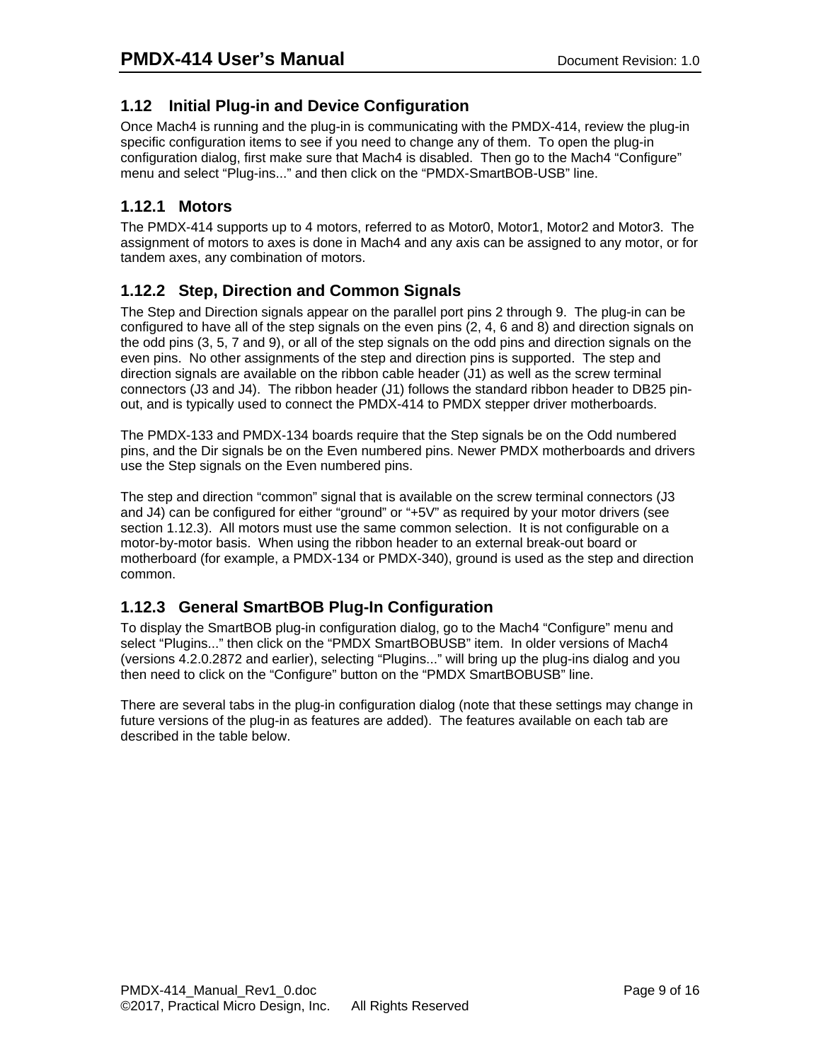## 1.12 Initial Plug-in and Device Configuration

Once Mach4 is running and the plug-in is communicating with the PMDX-414, review the plug-in specific configuration items to see if you need to change any of them. To open the plug-in configuration dialog, first make sure that Mach4 is disabled. Then go to the Mach4 "Configure" menu and select "Plug-ins..." and then click on the "PMDX-SmartBOB-USB" line.

### 1.12.1 Motors

The PMDX-414 supports up to 4 motors, referred to as Motor0, Motor1, Motor2 and Motor3. The assignment of motors to axes is done in Mach4 and any axis can be assigned to any motor, or for tandem axes, any combination of motors.

### 1.12.2 Step, Direction and Common Signals

The Step and Direction signals appear on the parallel port pins 2 through 9. The plug-in can be configured to have all of the step signals on the even pins (2, 4, 6 and 8) and direction signals on the odd pins (3, 5, 7 and 9), or all of the step signals on the odd pins and direction signals on the even pins. No other assignments of the step and direction pins is supported. The step and direction signals are available on the ribbon cable header (J1) as well as the screw terminal connectors (J3 and J4). The ribbon header (J1) follows the standard ribbon header to DB25 pin-out, and is typically used to connect the PMDX-414 to PMDX stepper driver motherboards.

The PMDX-133 and PMDX-134 boards require that the Step signals be on the Odd numbered pins, and the Dir signals be on the Even numbered pins. Newer PMDX motherboards and drivers use the Step signals on the Even numbered pins.

The step and direction "common" signal that is available on the screw terminal connectors (J3 and J4) can be configured for either "ground" or "+5V" as required by your motor drivers (see section 1.12.3). All motors must use the same common selection. It is not configurable on a motor-by-motor basis. When using the ribbon header to an external break-out board or motherboard (for example, a PMDX-134 or PMDX-340), ground is used as the step and direction common.

### 1.12.3 General SmartBOB Plug-In Configuration

To display the SmartBOB plug-in configuration dialog, go to the Mach4 "Configure" menu and select "Plugins..." then click on the "PMDX SmartBOBUSB" item. In older versions of Mach4 (versions 4.2.0.2872 and earlier), selecting "Plugins..." will bring up the plug-ins dialog and you then need to click on the "Configure" button on the "PMDX SmartBOBUSB" line.

There are several tabs in the plug-in configuration dialog (note that these settings may change in future versions of the plug-in as features are added). The features available on each tab are described in the table below.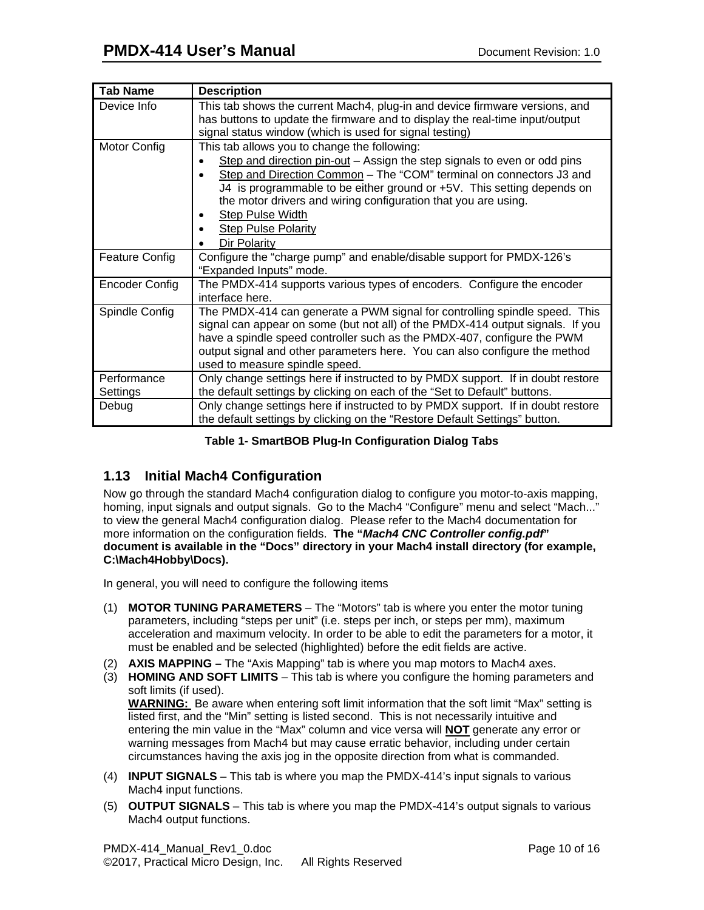| Tab Name | Description |
|---|---|
| Device Info | This tab shows the current Mach4, plug-in and device firmware versions, and has buttons to update the firmware and to display the real-time input/output signal status window (which is used for signal testing) |
| Motor Config | This tab allows you to change the following: <br>• Step and direction pin-out – Assign the step signals to even or odd pins <br>• Step and Direction Common – The "COM" terminal on connectors J3 and J4 is programmable to be either ground or +5V. This setting depends on the motor drivers and wiring configuration that you are using. <br>• Step Pulse Width <br>• Step Pulse Polarity <br>• Dir Polarity |
| Feature Config | Configure the "charge pump" and enable/disable support for PMDX-126's "Expanded Inputs" mode. |
| Encoder Config | The PMDX-414 supports various types of encoders. Configure the encoder interface here. |
| Spindle Config | The PMDX-414 can generate a PWM signal for controlling spindle speed. This signal can appear on some (but not all) of the PMDX-414 output signals. If you have a spindle speed controller such as the PMDX-407, configure the PWM output signal and other parameters here. You can also configure the method used to measure spindle speed. |
| Performance Settings | Only change settings here if instructed to by PMDX support. If in doubt restore the default settings by clicking on each of the "Set to Default" buttons. |
| Debug | Only change settings here if instructed to by PMDX support. If in doubt restore the default settings by clicking on the "Restore Default Settings" button. |

**Table 1- SmartBOB Plug-In Configuration Dialog Tabs**

## 1.13 Initial Mach4 Configuration

Now go through the standard Mach4 configuration dialog to configure you motor-to-axis mapping, homing, input signals and output signals. Go to the Mach4 "Configure" menu and select "Mach..." to view the general Mach4 configuration dialog. Please refer to the Mach4 documentation for more information on the configuration fields. **The "*Mach4 CNC Controller config.pdf*" document is available in the "Docs" directory in your Mach4 install directory (for example, C:\Mach4Hobby\Docs).**

In general, you will need to configure the following items

(1) **MOTOR TUNING PARAMETERS** – The "Motors" tab is where you enter the motor tuning parameters, including "steps per unit" (i.e. steps per inch, or steps per mm), maximum acceleration and maximum velocity. In order to be able to edit the parameters for a motor, it must be enabled and be selected (highlighted) before the edit fields are active.

(2) **AXIS MAPPING –** The "Axis Mapping" tab is where you map motors to Mach4 axes.

(3) **HOMING AND SOFT LIMITS** – This tab is where you configure the homing parameters and soft limits (if used).
**WARNING:** Be aware when entering soft limit information that the soft limit "Max" setting is listed first, and the "Min" setting is listed second. This is not necessarily intuitive and entering the min value in the "Max" column and vice versa will **NOT** generate any error or warning messages from Mach4 but may cause erratic behavior, including under certain circumstances having the axis jog in the opposite direction from what is commanded.

(4) **INPUT SIGNALS** – This tab is where you map the PMDX-414's input signals to various Mach4 input functions.

(5) **OUTPUT SIGNALS** – This tab is where you map the PMDX-414's output signals to various Mach4 output functions.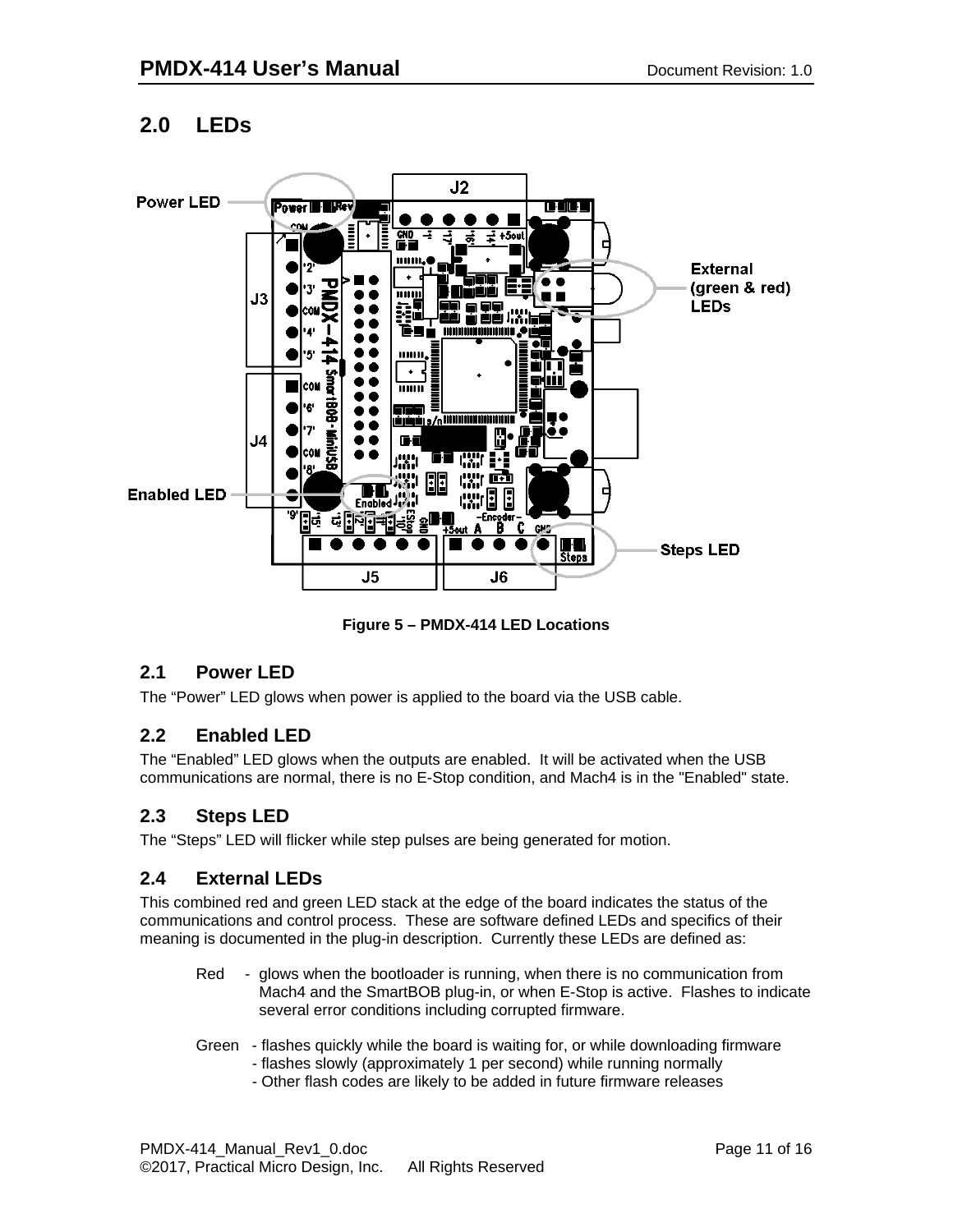## 2.0 LEDs

Figure 5 – PMDX-414 LED Locations

### 2.1 Power LED

The “Power” LED glows when power is applied to the board via the USB cable.

### 2.2 Enabled LED

The “Enabled” LED glows when the outputs are enabled. It will be activated when the USB communications are normal, there is no E-Stop condition, and Mach4 is in the "Enabled" state.

### 2.3 Steps LED

The “Steps” LED will flicker while step pulses are being generated for motion.

### 2.4 External LEDs

This combined red and green LED stack at the edge of the board indicates the status of the communications and control process. These are software defined LEDs and specifics of their meaning is documented in the plug-in description. Currently these LEDs are defined as:

Red - glows when the bootloader is running, when there is no communication from Mach4 and the SmartBOB plug-in, or when E-Stop is active. Flashes to indicate several error conditions including corrupted firmware.

Green - flashes quickly while the board is waiting for, or while downloading firmware
- flashes slowly (approximately 1 per second) while running normally
- Other flash codes are likely to be added in future firmware releases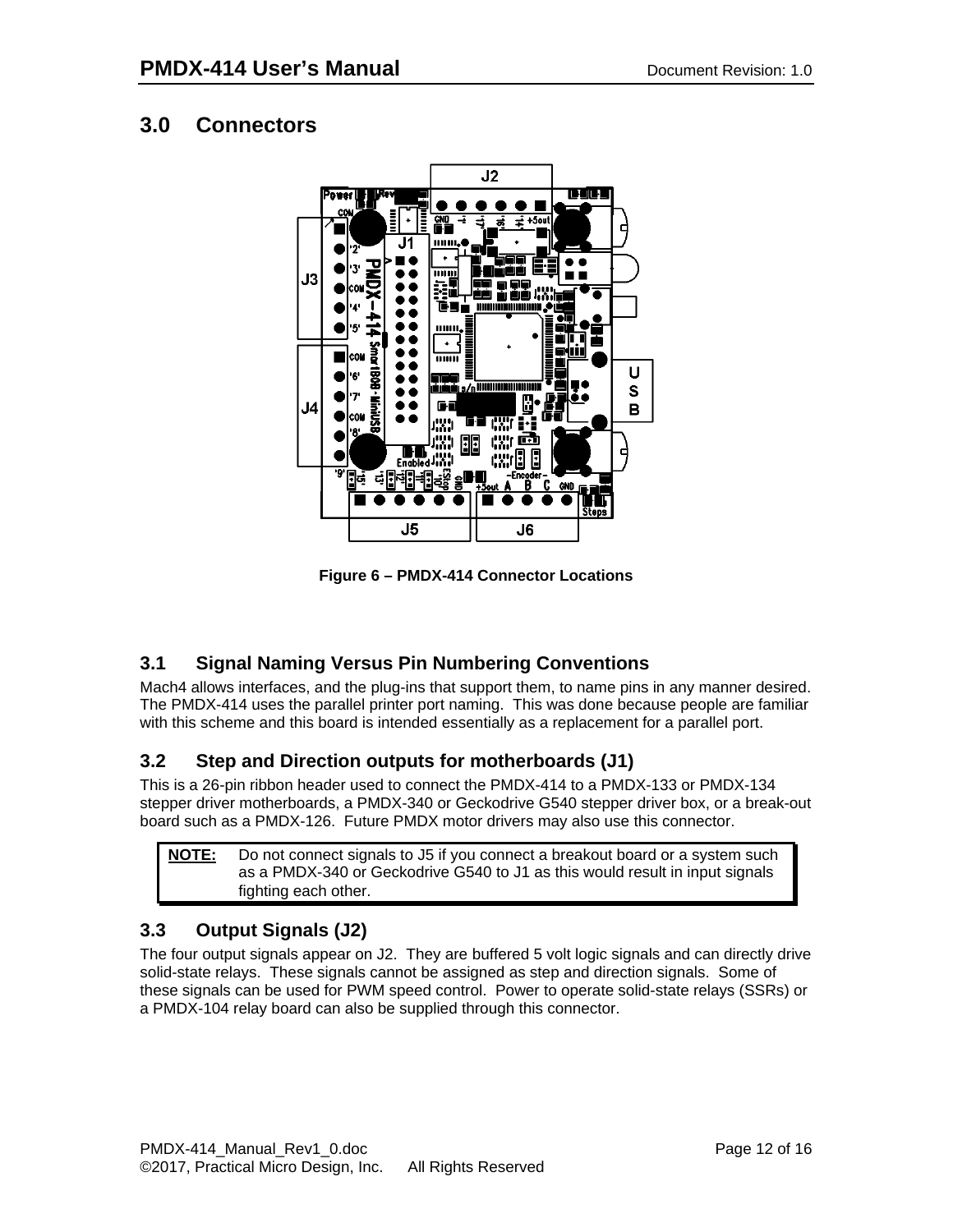# 3.0 Connectors

Figure 6 – PMDX-414 Connector Locations

## 3.1 Signal Naming Versus Pin Numbering Conventions

Mach4 allows interfaces, and the plug-ins that support them, to name pins in any manner desired. The PMDX-414 uses the parallel printer port naming. This was done because people are familiar with this scheme and this board is intended essentially as a replacement for a parallel port.

## 3.2 Step and Direction outputs for motherboards (J1)

This is a 26-pin ribbon header used to connect the PMDX-414 to a PMDX-133 or PMDX-134 stepper driver motherboards, a PMDX-340 or Geckodrive G540 stepper driver box, or a break-out board such as a PMDX-126. Future PMDX motor drivers may also use this connector.

| | |
|---|---|
| **NOTE:** | Do not connect signals to J5 if you connect a breakout board or a system such as a PMDX-340 or Geckodrive G540 to J1 as this would result in input signals fighting each other. |

## 3.3 Output Signals (J2)

The four output signals appear on J2. They are buffered 5 volt logic signals and can directly drive solid-state relays. These signals cannot be assigned as step and direction signals. Some of these signals can be used for PWM speed control. Power to operate solid-state relays (SSRs) or a PMDX-104 relay board can also be supplied through this connector.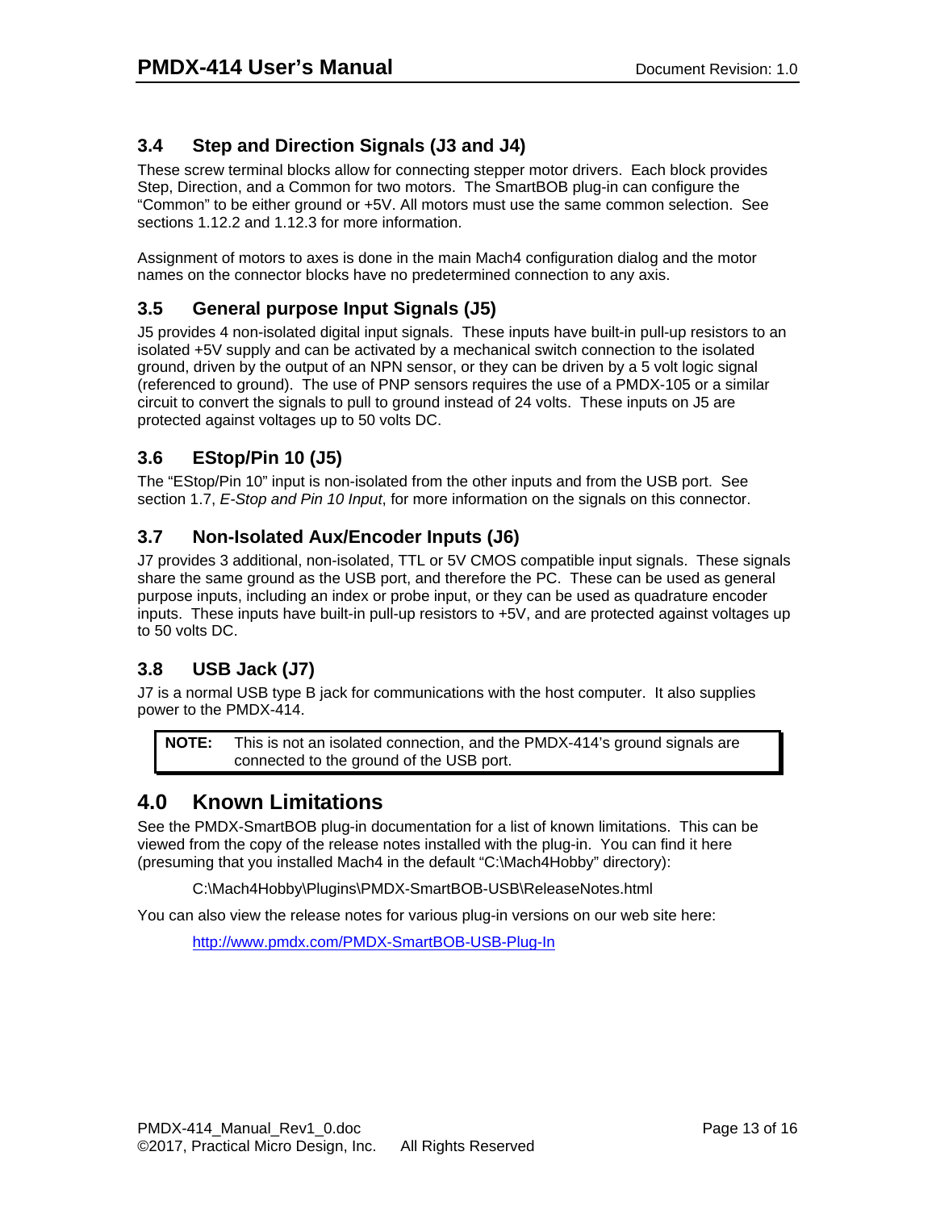## 3.4 Step and Direction Signals (J3 and J4)

These screw terminal blocks allow for connecting stepper motor drivers. Each block provides Step, Direction, and a Common for two motors. The SmartBOB plug-in can configure the "Common" to be either ground or +5V. All motors must use the same common selection. See sections 1.12.2 and 1.12.3 for more information.

Assignment of motors to axes is done in the main Mach4 configuration dialog and the motor names on the connector blocks have no predetermined connection to any axis.

## 3.5 General purpose Input Signals (J5)

J5 provides 4 non-isolated digital input signals. These inputs have built-in pull-up resistors to an isolated +5V supply and can be activated by a mechanical switch connection to the isolated ground, driven by the output of an NPN sensor, or they can be driven by a 5 volt logic signal (referenced to ground). The use of PNP sensors requires the use of a PMDX-105 or a similar circuit to convert the signals to pull to ground instead of 24 volts. These inputs on J5 are protected against voltages up to 50 volts DC.

## 3.6 EStop/Pin 10 (J5)

The "EStop/Pin 10" input is non-isolated from the other inputs and from the USB port. See section 1.7, *E-Stop and Pin 10 Input*, for more information on the signals on this connector.

## 3.7 Non-Isolated Aux/Encoder Inputs (J6)

J7 provides 3 additional, non-isolated, TTL or 5V CMOS compatible input signals. These signals share the same ground as the USB port, and therefore the PC. These can be used as general purpose inputs, including an index or probe input, or they can be used as quadrature encoder inputs. These inputs have built-in pull-up resistors to +5V, and are protected against voltages up to 50 volts DC.

## 3.8 USB Jack (J7)

J7 is a normal USB type B jack for communications with the host computer. It also supplies power to the PMDX-414.

> **NOTE:** This is not an isolated connection, and the PMDX-414's ground signals are connected to the ground of the USB port.

# 4.0 Known Limitations

See the PMDX-SmartBOB plug-in documentation for a list of known limitations. This can be viewed from the copy of the release notes installed with the plug-in. You can find it here (presuming that you installed Mach4 in the default "C:\Mach4Hobby" directory):

C:\Mach4Hobby\Plugins\PMDX-SmartBOB-USB\ReleaseNotes.html

You can also view the release notes for various plug-in versions on our web site here:

http://www.pmdx.com/PMDX-SmartBOB-USB-Plug-In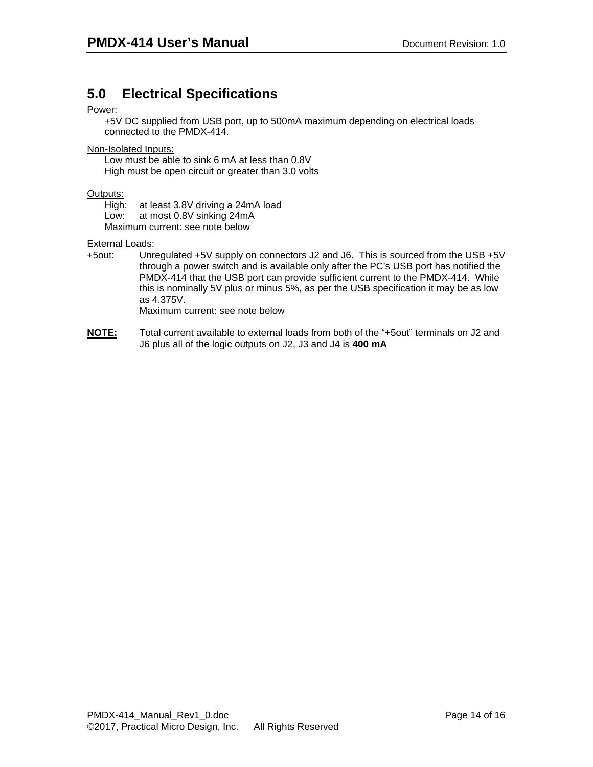## 5.0 Electrical Specifications

Power:

+5V DC supplied from USB port, up to 500mA maximum depending on electrical loads connected to the PMDX-414.

Non-Isolated Inputs:

Low must be able to sink 6 mA at less than 0.8V
High must be open circuit or greater than 3.0 volts

Outputs:

High: at least 3.8V driving a 24mA load
Low: at most 0.8V sinking 24mA
Maximum current: see note below

External Loads:

+5out: Unregulated +5V supply on connectors J2 and J6. This is sourced from the USB +5V through a power switch and is available only after the PC's USB port has notified the PMDX-414 that the USB port can provide sufficient current to the PMDX-414. While this is nominally 5V plus or minus 5%, as per the USB specification it may be as low as 4.375V.
Maximum current: see note below

**NOTE:** Total current available to external loads from both of the "+5out" terminals on J2 and J6 plus all of the logic outputs on J2, J3 and J4 is **400 mA**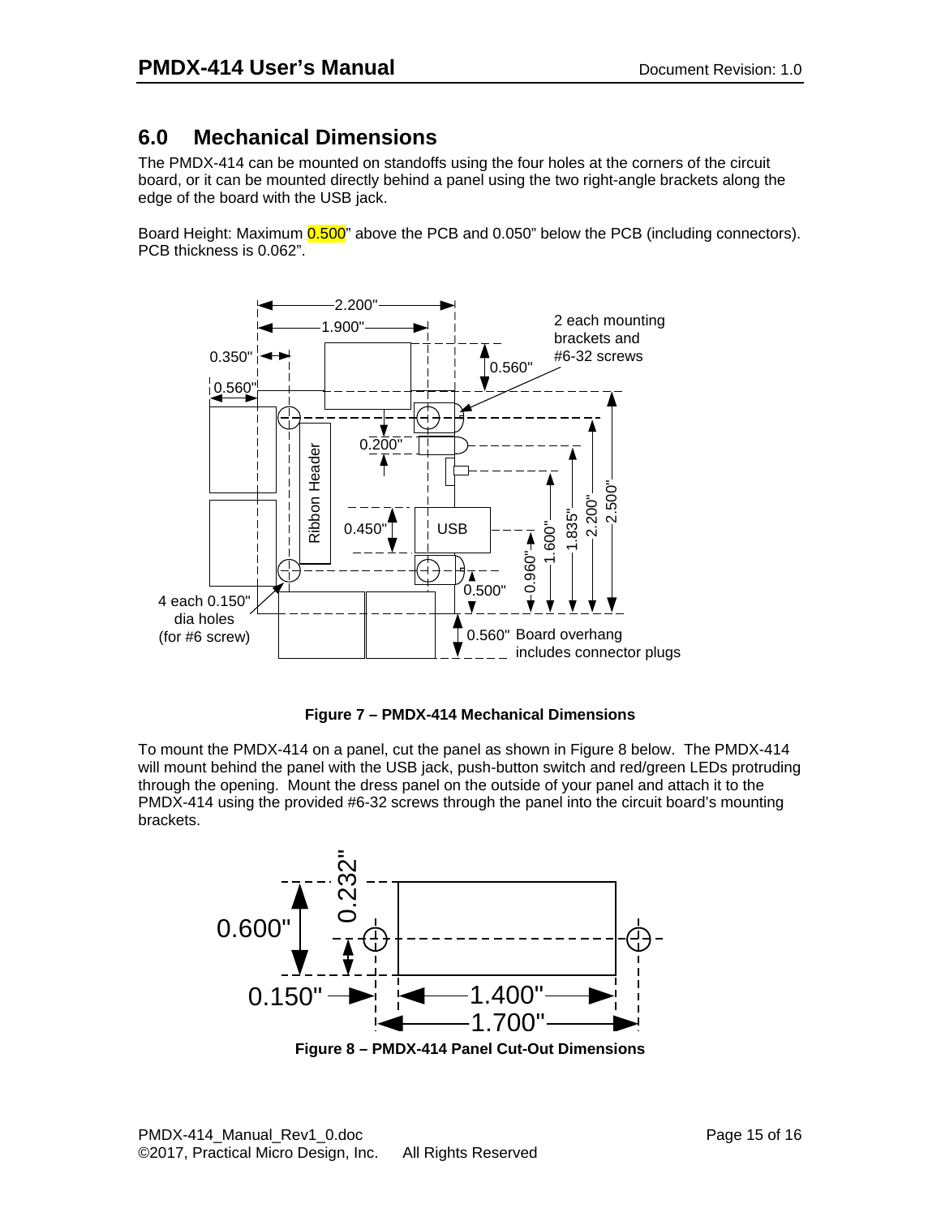## 6.0 Mechanical Dimensions

The PMDX-414 can be mounted on standoffs using the four holes at the corners of the circuit board, or it can be mounted directly behind a panel using the two right-angle brackets along the edge of the board with the USB jack.

Board Height: Maximum 0.500" above the PCB and 0.050" below the PCB (including connectors). PCB thickness is 0.062".

2.200"
1.900"
0.350"
0.560"
0.560"
2 each mounting brackets and #6-32 screws
0.200"
Ribbon Header
0.450"
USB
0.960"
1.600"
1.835"
2.200"
2.500"
0.500"
4 each 0.150" dia holes (for #6 screw)
0.560" Board overhang includes connector plugs

**Figure 7 – PMDX-414 Mechanical Dimensions**

To mount the PMDX-414 on a panel, cut the panel as shown in Figure 8 below. The PMDX-414 will mount behind the panel with the USB jack, push-button switch and red/green LEDs protruding through the opening. Mount the dress panel on the outside of your panel and attach it to the PMDX-414 using the provided #6-32 screws through the panel into the circuit board's mounting brackets.

0.232"
0.600"
0.150"
1.400"
1.700"

**Figure 8 – PMDX-414 Panel Cut-Out Dimensions**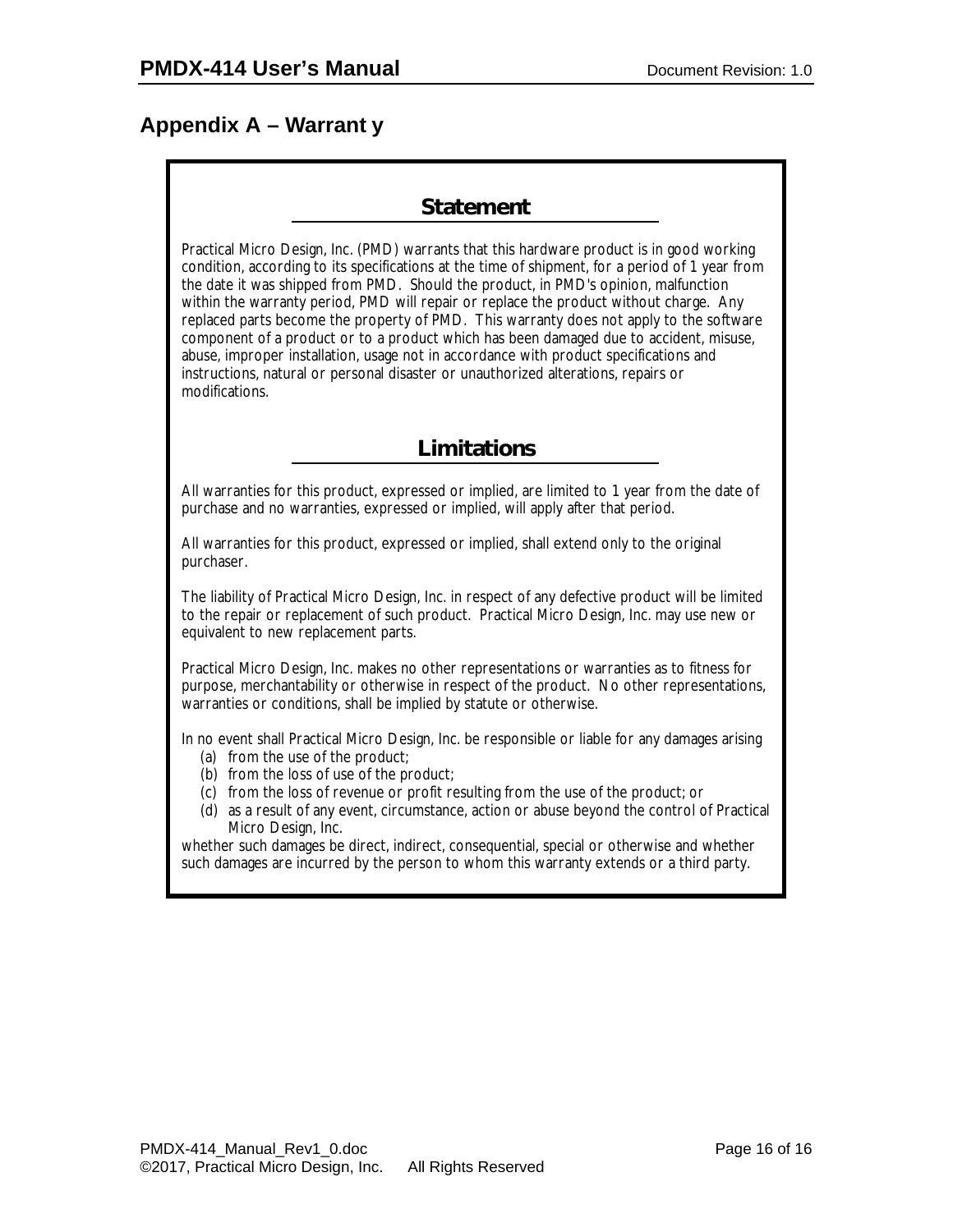## Appendix A – Warrant y

### Statement

Practical Micro Design, Inc. (PMD) warrants that this hardware product is in good working condition, according to its specifications at the time of shipment, for a period of 1 year from the date it was shipped from PMD. Should the product, in PMD's opinion, malfunction within the warranty period, PMD will repair or replace the product without charge. Any replaced parts become the property of PMD. This warranty does not apply to the software component of a product or to a product which has been damaged due to accident, misuse, abuse, improper installation, usage not in accordance with product specifications and instructions, natural or personal disaster or unauthorized alterations, repairs or modifications.

### Limitations

All warranties for this product, expressed or implied, are limited to 1 year from the date of purchase and no warranties, expressed or implied, will apply after that period.

All warranties for this product, expressed or implied, shall extend only to the original purchaser.

The liability of Practical Micro Design, Inc. in respect of any defective product will be limited to the repair or replacement of such product. Practical Micro Design, Inc. may use new or equivalent to new replacement parts.

Practical Micro Design, Inc. makes no other representations or warranties as to fitness for purpose, merchantability or otherwise in respect of the product. No other representations, warranties or conditions, shall be implied by statute or otherwise.

In no event shall Practical Micro Design, Inc. be responsible or liable for any damages arising

(a) from the use of the product;
(b) from the loss of use of the product;
(c) from the loss of revenue or profit resulting from the use of the product; or
(d) as a result of any event, circumstance, action or abuse beyond the control of Practical Micro Design, Inc.

whether such damages be direct, indirect, consequential, special or otherwise and whether such damages are incurred by the person to whom this warranty extends or a third party.